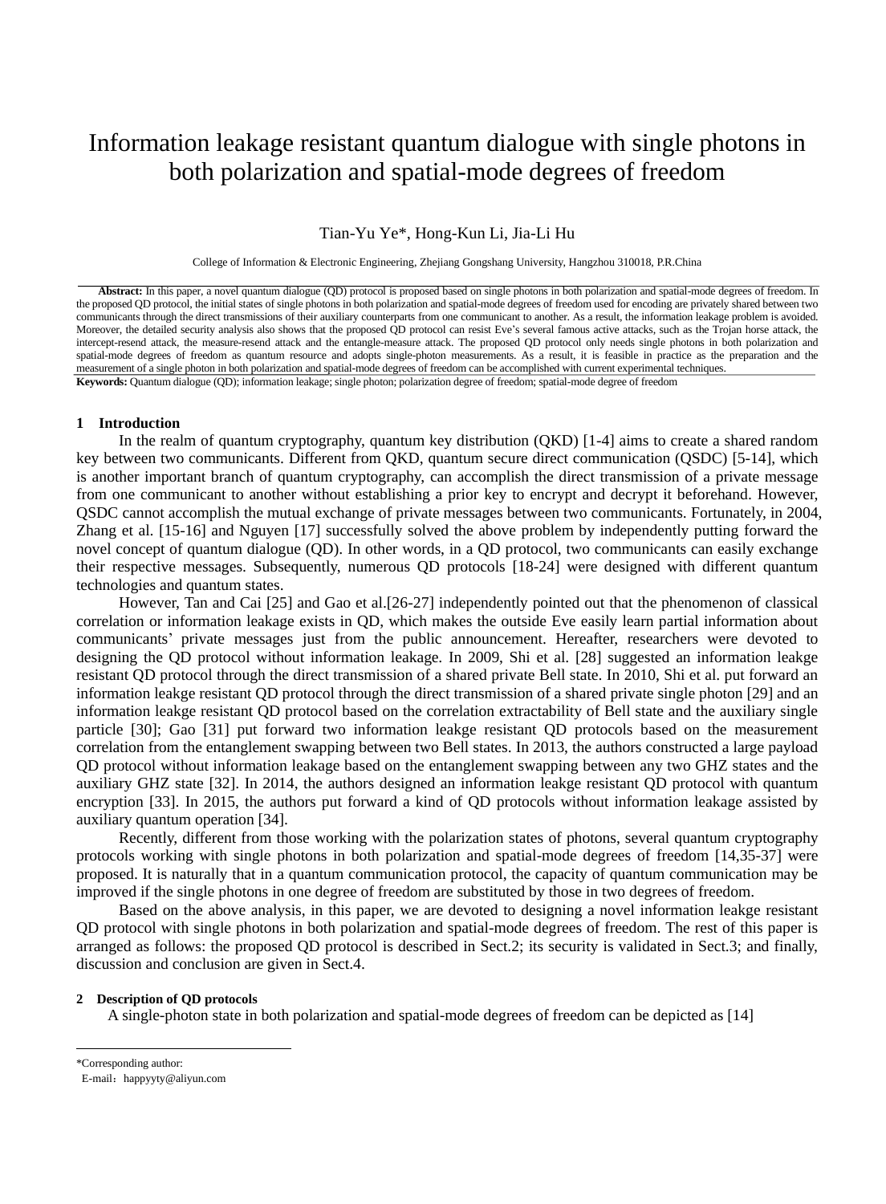# Information leakage resistant quantum dialogue with single photons in both polarization and spatial-mode degrees of freedom

Tian-Yu Ye*, Hong-Kun Li, Jia-Li Hu

College of Information & Electronic Engineering, Zhejiang Gongshang University, Hangzhou 310018, P.R.China

**Abstract:** In this paper, a novel quantum dialogue (QD) protocol is proposed based on single photons in both polarization and spatial-mode degrees of freedom. In the proposed QD protocol, the initial states of single photons in both polarization and spatial-mode degrees of freedom used for encoding are privately shared between two communicants through the direct transmissions of their auxiliary counterparts from one communicant to another. As a result, the information leakage problem is avoided. Moreover, the detailed security analysis also shows that the proposed QD protocol can resist Eve's several famous active attacks, such as the Trojan horse attack, the intercept-resend attack, the measure-resend attack and the entangle-measure attack. The proposed QD protocol only needs single photons in both polarization and spatial-mode degrees of freedom as quantum resource and adopts single-photon measurements. As a result, it is feasible in practice as the preparation and the measurement of a single photon in both polarization and spatial-mode degrees of freedom can be accomplished with current experimental techniques.

**Keywords:** Quantum dialogue (QD); information leakage; single photon; polarization degree of freedom; spatial-mode degree of freedom

## 1 Introduction

In the realm of quantum cryptography, quantum key distribution (QKD) [1-4] aims to create a shared random key between two communicants. Different from QKD, quantum secure direct communication (QSDC) [5-14], which is another important branch of quantum cryptography, can accomplish the direct transmission of a private message from one communicant to another without establishing a prior key to encrypt and decrypt it beforehand. However, QSDC cannot accomplish the mutual exchange of private messages between two communicants. Fortunately, in 2004, Zhang et al. [15-16] and Nguyen [17] successfully solved the above problem by independently putting forward the novel concept of quantum dialogue (QD). In other words, in a QD protocol, two communicants can easily exchange their respective messages. Subsequently, numerous QD protocols [18-24] were designed with different quantum technologies and quantum states.

However, Tan and Cai [25] and Gao et al.[26-27] independently pointed out that the phenomenon of classical correlation or information leakage exists in QD, which makes the outside Eve easily learn partial information about communicants' private messages just from the public announcement. Hereafter, researchers were devoted to designing the QD protocol without information leakage. In 2009, Shi et al. [28] suggested an information leakge resistant QD protocol through the direct transmission of a shared private Bell state. In 2010, Shi et al. put forward an information leakge resistant QD protocol through the direct transmission of a shared private single photon [29] and an information leakge resistant QD protocol based on the correlation extractability of Bell state and the auxiliary single particle [30]; Gao [31] put forward two information leakge resistant QD protocols based on the measurement correlation from the entanglement swapping between two Bell states. In 2013, the authors constructed a large payload QD protocol without information leakage based on the entanglement swapping between any two GHZ states and the auxiliary GHZ state [32]. In 2014, the authors designed an information leakge resistant QD protocol with quantum encryption [33]. In 2015, the authors put forward a kind of QD protocols without information leakage assisted by auxiliary quantum operation [34].

Recently, different from those working with the polarization states of photons, several quantum cryptography protocols working with single photons in both polarization and spatial-mode degrees of freedom [14,35-37] were proposed. It is naturally that in a quantum communication protocol, the capacity of quantum communication may be improved if the single photons in one degree of freedom are substituted by those in two degrees of freedom.

Based on the above analysis, in this paper, we are devoted to designing a novel information leakge resistant QD protocol with single photons in both polarization and spatial-mode degrees of freedom. The rest of this paper is arranged as follows: the proposed QD protocol is described in Sect.2; its security is validated in Sect.3; and finally, discussion and conclusion are given in Sect.4.

## 2 Description of QD protocols

A single-photon state in both polarization and spatial-mode degrees of freedom can be depicted as [14]

*Corresponding author:
E-mail：happyyty@aliyun.com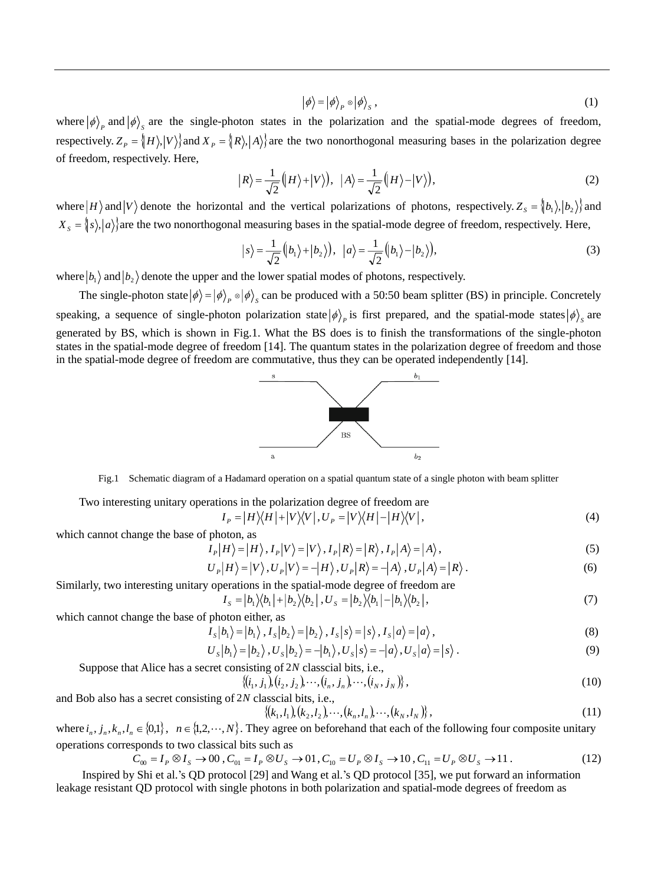$$|\phi\rangle = |\phi\rangle_P \otimes |\phi\rangle_S, \tag{1}$$

where $|\phi\rangle_P$ and $|\phi\rangle_S$ are the single-photon states in the polarization and the spatial-mode degrees of freedom, respectively. $Z_P = \{|H\rangle, |V\rangle\}$ and $X_P = \{|R\rangle, |A\rangle\}$ are the two nonorthogonal measuring bases in the polarization degree of freedom, respectively. Here,

$$|R\rangle = \frac{1}{\sqrt{2}}(|H\rangle + |V\rangle), \quad |A\rangle = \frac{1}{\sqrt{2}}(|H\rangle - |V\rangle), \tag{2}$$

where $|H\rangle$ and $|V\rangle$ denote the horizontal and the vertical polarizations of photons, respectively. $Z_S = \{|b_1\rangle, |b_2\rangle\}$ and $X_S = \{|s\rangle, |a\rangle\}$ are the two nonorthogonal measuring bases in the spatial-mode degree of freedom, respectively. Here,

$$|s\rangle = \frac{1}{\sqrt{2}}(|b_1\rangle + |b_2\rangle), \quad |a\rangle = \frac{1}{\sqrt{2}}(|b_1\rangle - |b_2\rangle), \tag{3}$$

where $|b_1\rangle$ and $|b_2\rangle$ denote the upper and the lower spatial modes of photons, respectively.

The single-photon state $|\phi\rangle = |\phi\rangle_P \otimes |\phi\rangle_S$ can be produced with a 50:50 beam splitter (BS) in principle. Concretely speaking, a sequence of single-photon polarization state $|\phi\rangle_P$ is first prepared, and the spatial-mode states $|\phi\rangle_S$ are generated by BS, which is shown in Fig.1. What the BS does is to finish the transformations of the single-photon states in the spatial-mode degree of freedom [14]. The quantum states in the polarization degree of freedom and those in the spatial-mode degree of freedom are commutative, thus they can be operated independently [14].

Fig.1 Schematic diagram of a Hadamard operation on a spatial quantum state of a single photon with beam splitter

Two interesting unitary operations in the polarization degree of freedom are

$$I_P = |H\rangle\langle H| + |V\rangle\langle V|, U_P = |V\rangle\langle H| - |H\rangle\langle V|, \tag{4}$$

which cannot change the base of photon, as

$$I_P|H\rangle = |H\rangle, I_P|V\rangle = |V\rangle, I_P|R\rangle = |R\rangle, I_P|A\rangle = |A\rangle, \tag{5}$$

$$U_P|H\rangle = |V\rangle, U_P|V\rangle = -|H\rangle, U_P|R\rangle = -|A\rangle, U_P|A\rangle = |R\rangle. \tag{6}$$

Similarly, two interesting unitary operations in the spatial-mode degree of freedom are

$$I_S = |b_1\rangle\langle b_1| + |b_2\rangle\langle b_2|, U_S = |b_2\rangle\langle b_1| - |b_1\rangle\langle b_2|, \tag{7}$$

which cannot change the base of photon either, as

$$I_S|b_1\rangle = |b_1\rangle, I_S|b_2\rangle = |b_2\rangle, I_S|s\rangle = |s\rangle, I_S|a\rangle = |a\rangle, \tag{8}$$

$$U_S|b_1\rangle = |b_2\rangle, U_S|b_2\rangle = -|b_1\rangle, U_S|s\rangle = -|a\rangle, U_S|a\rangle = |s\rangle. \tag{9}$$

Suppose that Alice has a secret consisting of $2N$ classcial bits, i.e.,

$$\{(i_1, j_1), (i_2, j_2), \cdots, (i_n, j_n), \cdots, (i_N, j_N)\}, \tag{10}$$

and Bob also has a secret consisting of $2N$ classcial bits, i.e.,

$$\{(k_1, l_1), (k_2, l_2), \cdots, (k_n, l_n), \cdots, (k_N, l_N)\}, \tag{11}$$

where $i_n, j_n, k_n, l_n \in \{0,1\}$, $n \in \{1,2,\cdots,N\}$. They agree on beforehand that each of the following four composite unitary operations corresponds to two classical bits such as

$$C_{00} = I_P \otimes I_S \to 00, C_{01} = I_P \otimes U_S \to 01, C_{10} = U_P \otimes I_S \to 10, C_{11} = U_P \otimes U_S \to 11. \tag{12}$$

Inspired by Shi et al.'s QD protocol [29] and Wang et al.'s QD protocol [35], we put forward an information leakage resistant QD protocol with single photons in both polarization and spatial-mode degrees of freedom as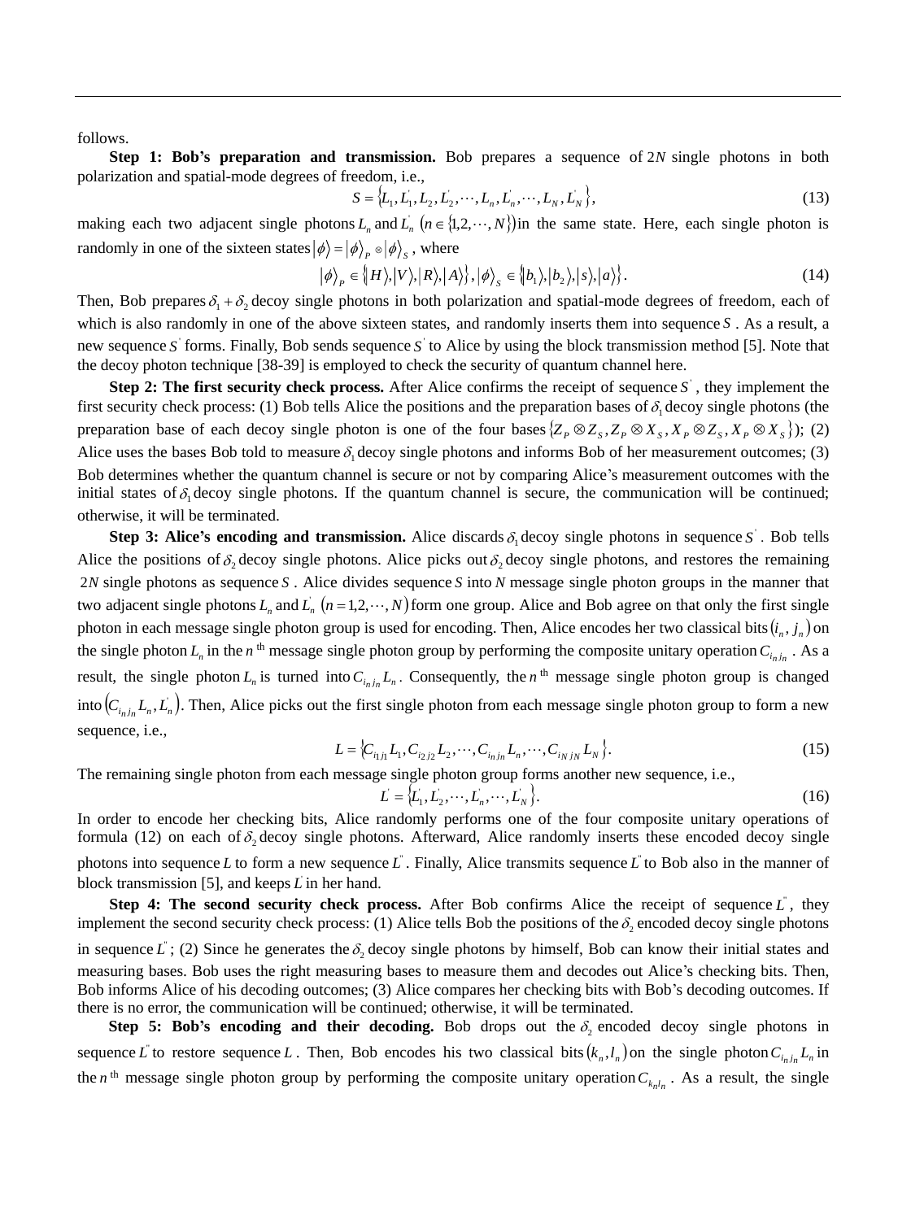follows.

**Step 1: Bob's preparation and transmission.** Bob prepares a sequence of $2N$ single photons in both polarization and spatial-mode degrees of freedom, i.e.,

$$S = \{L_1, L_1^{'}, L_2, L_2^{'}, \cdots, L_n, L_n^{'}, \cdots, L_N, L_N^{'}\}, \tag{13}$$

making each two adjacent single photons $L_n$ and $L_n^{'}$ $(n \in \{1,2,\cdots,N\})$ in the same state. Here, each single photon is randomly in one of the sixteen states $|\phi\rangle = |\phi\rangle_P \otimes |\phi\rangle_S$, where

$$|\phi\rangle_P \in \{|H\rangle, |V\rangle, |R\rangle, |A\rangle\}, |\phi\rangle_S \in \{|b_1\rangle, |b_2\rangle, |s\rangle, |a\rangle\}. \tag{14}$$

Then, Bob prepares $\delta_1 + \delta_2$ decoy single photons in both polarization and spatial-mode degrees of freedom, each of which is also randomly in one of the above sixteen states, and randomly inserts them into sequence $S$. As a result, a new sequence $S^{'}$ forms. Finally, Bob sends sequence $S^{'}$ to Alice by using the block transmission method [5]. Note that the decoy photon technique [38-39] is employed to check the security of quantum channel here.

**Step 2: The first security check process.** After Alice confirms the receipt of sequence $S^{'}$, they implement the first security check process: (1) Bob tells Alice the positions and the preparation bases of $\delta_1$ decoy single photons (the preparation base of each decoy single photon is one of the four bases $\{Z_P \otimes Z_S, Z_P \otimes X_S, X_P \otimes Z_S, X_P \otimes X_S\}$); (2) Alice uses the bases Bob told to measure $\delta_1$ decoy single photons and informs Bob of her measurement outcomes; (3) Bob determines whether the quantum channel is secure or not by comparing Alice's measurement outcomes with the initial states of $\delta_1$ decoy single photons. If the quantum channel is secure, the communication will be continued; otherwise, it will be terminated.

**Step 3: Alice's encoding and transmission.** Alice discards $\delta_1$ decoy single photons in sequence $S^{'}$. Bob tells Alice the positions of $\delta_2$ decoy single photons. Alice picks out $\delta_2$ decoy single photons, and restores the remaining $2N$ single photons as sequence $S$. Alice divides sequence $S$ into $N$ message single photon groups in the manner that two adjacent single photons $L_n$ and $L_n^{'}$ $(n = 1,2,\cdots,N)$ form one group. Alice and Bob agree on that only the first single photon in each message single photon group is used for encoding. Then, Alice encodes her two classical bits $(i_n, j_n)$ on the single photon $L_n$ in the $n^{\text{th}}$ message single photon group by performing the composite unitary operation $C_{i_n j_n}$. As a result, the single photon $L_n$ is turned into $C_{i_n j_n} L_n$. Consequently, the $n^{\text{th}}$ message single photon group is changed into $(C_{i_n j_n} L_n, L_n^{'})$. Then, Alice picks out the first single photon from each message single photon group to form a new sequence, i.e.,

$$L = \{C_{i_1 j_1} L_1, C_{i_2 j_2} L_2, \cdots, C_{i_n j_n} L_n, \cdots, C_{i_N j_N} L_N\}. \tag{15}$$

The remaining single photon from each message single photon group forms another new sequence, i.e.,

$$L^{'} = \{L_1^{'}, L_2^{'}, \cdots, L_n^{'}, \cdots, L_N^{'}\}. \tag{16}$$

In order to encode her checking bits, Alice randomly performs one of the four composite unitary operations of formula (12) on each of $\delta_2$ decoy single photons. Afterward, Alice randomly inserts these encoded decoy single photons into sequence $L$ to form a new sequence $L^{''}$. Finally, Alice transmits sequence $L^{''}$ to Bob also in the manner of block transmission [5], and keeps $L^{'}$ in her hand.

**Step 4: The second security check process.** After Bob confirms Alice the receipt of sequence $L^{''}$, they implement the second security check process: (1) Alice tells Bob the positions of the $\delta_2$ encoded decoy single photons in sequence $L^{''}$; (2) Since he generates the $\delta_2$ decoy single photons by himself, Bob can know their initial states and measuring bases. Bob uses the right measuring bases to measure them and decodes out Alice's checking bits. Then, Bob informs Alice of his decoding outcomes; (3) Alice compares her checking bits with Bob's decoding outcomes. If there is no error, the communication will be continued; otherwise, it will be terminated.

**Step 5: Bob's encoding and their decoding.** Bob drops out the $\delta_2$ encoded decoy single photons in sequence $L^{''}$ to restore sequence $L$. Then, Bob encodes his two classical bits $(k_n, l_n)$ on the single photon $C_{i_n j_n} L_n$ in the $n^{\text{th}}$ message single photon group by performing the composite unitary operation $C_{k_n l_n}$. As a result, the single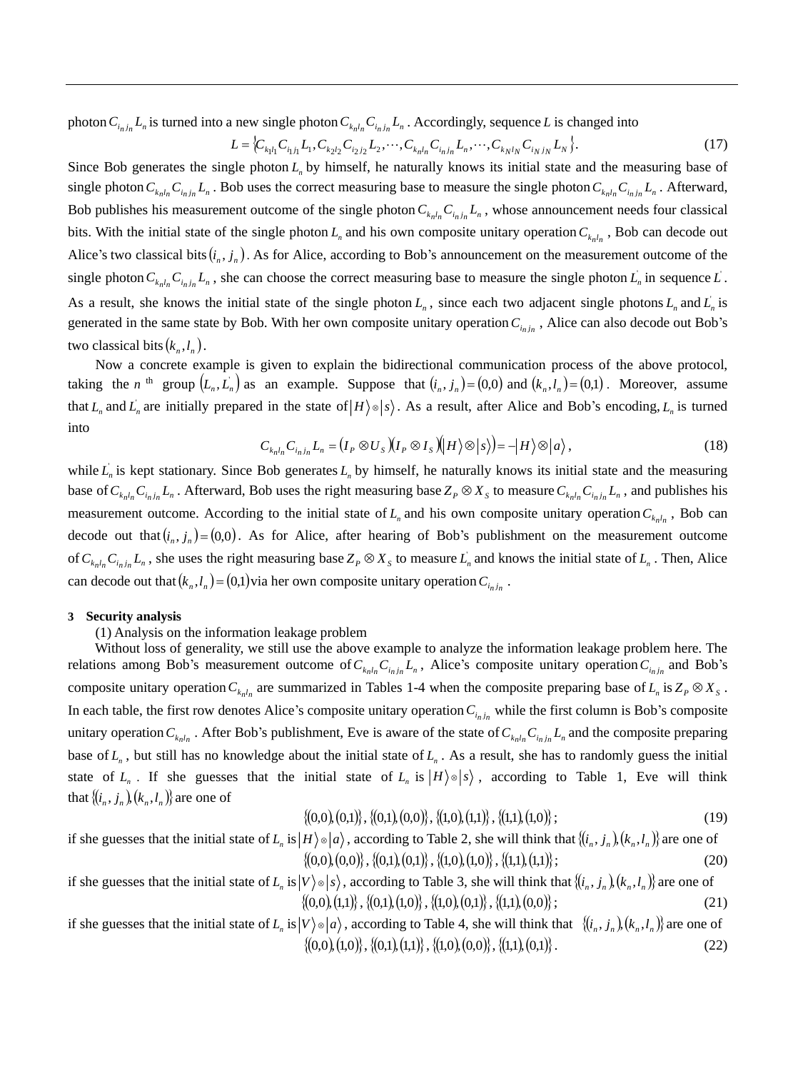photon $C_{i_n j_n} L_n$ is turned into a new single photon $C_{k_n l_n} C_{i_n j_n} L_n$. Accordingly, sequence $L$ is changed into

$$L = \{C_{k_1 l_1} C_{i_1 j_1} L_1, C_{k_2 l_2} C_{i_2 j_2} L_2, \cdots, C_{k_n l_n} C_{i_n j_n} L_n, \cdots, C_{k_N l_N} C_{i_N j_N} L_N\}. \tag{17}$$

Since Bob generates the single photon $L_n$ by himself, he naturally knows its initial state and the measuring base of single photon $C_{k_n l_n} C_{i_n j_n} L_n$. Bob uses the correct measuring base to measure the single photon $C_{k_n l_n} C_{i_n j_n} L_n$. Afterward, Bob publishes his measurement outcome of the single photon $C_{k_n l_n} C_{i_n j_n} L_n$, whose announcement needs four classical bits. With the initial state of the single photon $L_n$ and his own composite unitary operation $C_{k_n l_n}$, Bob can decode out Alice's two classical bits $(i_n, j_n)$. As for Alice, according to Bob's announcement on the measurement outcome of the single photon $C_{k_n l_n} C_{i_n j_n} L_n$, she can choose the correct measuring base to measure the single photon $L_n'$ in sequence $L'$. As a result, she knows the initial state of the single photon $L_n$, since each two adjacent single photons $L_n$ and $L_n'$ is generated in the same state by Bob. With her own composite unitary operation $C_{i_n j_n}$, Alice can also decode out Bob's two classical bits $(k_n, l_n)$.

Now a concrete example is given to explain the bidirectional communication process of the above protocol, taking the $n$ th group $(L_n, L_n')$ as an example. Suppose that $(i_n, j_n) = (0,0)$ and $(k_n, l_n) = (0,1)$. Moreover, assume that $L_n$ and $L_n'$ are initially prepared in the state of $|H\rangle \otimes |s\rangle$. As a result, after Alice and Bob's encoding, $L_n$ is turned into

$$C_{k_n l_n} C_{i_n j_n} L_n = (I_P \otimes U_S)(I_P \otimes I_S)(|H\rangle \otimes |s\rangle) = -|H\rangle \otimes |a\rangle, \tag{18}$$

while $L_n'$ is kept stationary. Since Bob generates $L_n$ by himself, he naturally knows its initial state and the measuring base of $C_{k_n l_n} C_{i_n j_n} L_n$. Afterward, Bob uses the right measuring base $Z_P \otimes X_S$ to measure $C_{k_n l_n} C_{i_n j_n} L_n$, and publishes his measurement outcome. According to the initial state of $L_n$ and his own composite unitary operation $C_{k_n l_n}$, Bob can decode out that $(i_n, j_n) = (0,0)$. As for Alice, after hearing of Bob's publishment on the measurement outcome of $C_{k_n l_n} C_{i_n j_n} L_n$, she uses the right measuring base $Z_P \otimes X_S$ to measure $L_n'$ and knows the initial state of $L_n$. Then, Alice can decode out that $(k_n, l_n) = (0,1)$ via her own composite unitary operation $C_{i_n j_n}$.

## 3 Security analysis

(1) Analysis on the information leakage problem

Without loss of generality, we still use the above example to analyze the information leakage problem here. The relations among Bob's measurement outcome of $C_{k_n l_n} C_{i_n j_n} L_n$, Alice's composite unitary operation $C_{i_n j_n}$ and Bob's composite unitary operation $C_{k_n l_n}$ are summarized in Tables 1-4 when the composite preparing base of $L_n$ is $Z_P \otimes X_S$. In each table, the first row denotes Alice's composite unitary operation $C_{i_n j_n}$ while the first column is Bob's composite unitary operation $C_{k_n l_n}$. After Bob's publishment, Eve is aware of the state of $C_{k_n l_n} C_{i_n j_n} L_n$ and the composite preparing base of $L_n$, but still has no knowledge about the initial state of $L_n$. As a result, she has to randomly guess the initial state of $L_n$. If she guesses that the initial state of $L_n$ is $|H\rangle \otimes |s\rangle$, according to Table 1, Eve will think that $\{(i_n, j_n), (k_n, l_n)\}$ are one of

$$\{(0,0),(0,1)\}, \{(0,1),(0,0)\}, \{(1,0),(1,1)\}, \{(1,1),(1,0)\}; \tag{19}$$

if she guesses that the initial state of $L_n$ is $|H\rangle \otimes |a\rangle$, according to Table 2, she will think that $\{(i_n, j_n), (k_n, l_n)\}$ are one of

$$\{(0,0),(0,0)\}, \{(0,1),(0,1)\}, \{(1,0),(1,0)\}, \{(1,1),(1,1)\}; \tag{20}$$

if she guesses that the initial state of $L_n$ is $|V\rangle \otimes |s\rangle$, according to Table 3, she will think that $\{(i_n, j_n), (k_n, l_n)\}$ are one of

$$\{(0,0),(1,1)\}, \{(0,1),(1,0)\}, \{(1,0),(0,1)\}, \{(1,1),(0,0)\}; \tag{21}$$

if she guesses that the initial state of $L_n$ is $|V\rangle \otimes |a\rangle$, according to Table 4, she will think that $\{(i_n, j_n), (k_n, l_n)\}$ are one of

$$\{(0,0),(1,0)\}, \{(0,1),(1,1)\}, \{(1,0),(0,0)\}, \{(1,1),(0,1)\}. \tag{22}$$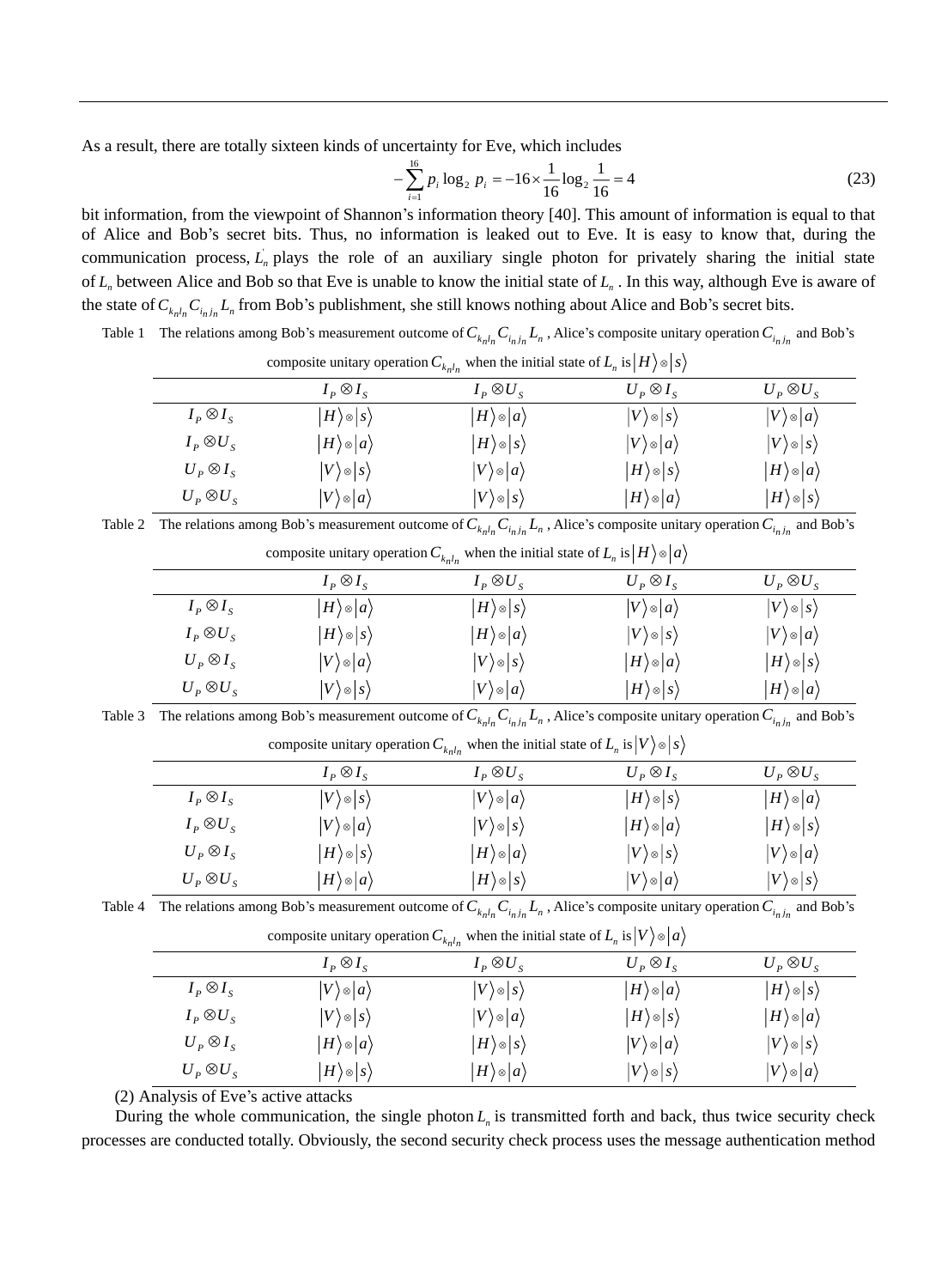As a result, there are totally sixteen kinds of uncertainty for Eve, which includes

$$-\sum_{i=1}^{16} p_i \log_2 p_i = -16 \times \frac{1}{16} \log_2 \frac{1}{16} = 4 \tag{23}$$

bit information, from the viewpoint of Shannon's information theory [40]. This amount of information is equal to that of Alice and Bob's secret bits. Thus, no information is leaked out to Eve. It is easy to know that, during the communication process, $L_n^{'}$ plays the role of an auxiliary single photon for privately sharing the initial state of $L_n$ between Alice and Bob so that Eve is unable to know the initial state of $L_n$. In this way, although Eve is aware of the state of $C_{k_n l_n} C_{i_n j_n} L_n$ from Bob's publishment, she still knows nothing about Alice and Bob's secret bits.

Table 1 The relations among Bob's measurement outcome of $C_{k_n l_n} C_{i_n j_n} L_n$, Alice's composite unitary operation $C_{i_n j_n}$ and Bob's composite unitary operation $C_{k_n l_n}$ when the initial state of $L_n$ is $|H\rangle \otimes |s\rangle$

| | $I_P \otimes I_S$ | $I_P \otimes U_S$ | $U_P \otimes I_S$ | $U_P \otimes U_S$ |
|---|---|---|---|---|
| $I_P \otimes I_S$ | $\|H\rangle \otimes \|s\rangle$ | $\|H\rangle \otimes \|a\rangle$ | $\|V\rangle \otimes \|s\rangle$ | $\|V\rangle \otimes \|a\rangle$ |
| $I_P \otimes U_S$ | $\|H\rangle \otimes \|a\rangle$ | $\|H\rangle \otimes \|s\rangle$ | $\|V\rangle \otimes \|a\rangle$ | $\|V\rangle \otimes \|s\rangle$ |
| $U_P \otimes I_S$ | $\|V\rangle \otimes \|s\rangle$ | $\|V\rangle \otimes \|a\rangle$ | $\|H\rangle \otimes \|s\rangle$ | $\|H\rangle \otimes \|a\rangle$ |
| $U_P \otimes U_S$ | $\|V\rangle \otimes \|a\rangle$ | $\|V\rangle \otimes \|s\rangle$ | $\|H\rangle \otimes \|a\rangle$ | $\|H\rangle \otimes \|s\rangle$ |

Table 2 The relations among Bob's measurement outcome of $C_{k_n l_n} C_{i_n j_n} L_n$, Alice's composite unitary operation $C_{i_n j_n}$ and Bob's composite unitary operation $C_{k_n l_n}$ when the initial state of $L_n$ is $|H\rangle \otimes |a\rangle$

| | $I_P \otimes I_S$ | $I_P \otimes U_S$ | $U_P \otimes I_S$ | $U_P \otimes U_S$ |
|---|---|---|---|---|
| $I_P \otimes I_S$ | $\|H\rangle \otimes \|a\rangle$ | $\|H\rangle \otimes \|s\rangle$ | $\|V\rangle \otimes \|a\rangle$ | $\|V\rangle \otimes \|s\rangle$ |
| $I_P \otimes U_S$ | $\|H\rangle \otimes \|s\rangle$ | $\|H\rangle \otimes \|a\rangle$ | $\|V\rangle \otimes \|s\rangle$ | $\|V\rangle \otimes \|a\rangle$ |
| $U_P \otimes I_S$ | $\|V\rangle \otimes \|a\rangle$ | $\|V\rangle \otimes \|s\rangle$ | $\|H\rangle \otimes \|a\rangle$ | $\|H\rangle \otimes \|s\rangle$ |
| $U_P \otimes U_S$ | $\|V\rangle \otimes \|s\rangle$ | $\|V\rangle \otimes \|a\rangle$ | $\|H\rangle \otimes \|s\rangle$ | $\|H\rangle \otimes \|a\rangle$ |

Table 3 The relations among Bob's measurement outcome of $C_{k_n l_n} C_{i_n j_n} L_n$, Alice's composite unitary operation $C_{i_n j_n}$ and Bob's composite unitary operation $C_{k_n l_n}$ when the initial state of $L_n$ is $|V\rangle \otimes |s\rangle$

| | $I_P \otimes I_S$ | $I_P \otimes U_S$ | $U_P \otimes I_S$ | $U_P \otimes U_S$ |
|---|---|---|---|---|
| $I_P \otimes I_S$ | $\|V\rangle \otimes \|s\rangle$ | $\|V\rangle \otimes \|a\rangle$ | $\|H\rangle \otimes \|s\rangle$ | $\|H\rangle \otimes \|a\rangle$ |
| $I_P \otimes U_S$ | $\|V\rangle \otimes \|a\rangle$ | $\|V\rangle \otimes \|s\rangle$ | $\|H\rangle \otimes \|a\rangle$ | $\|H\rangle \otimes \|s\rangle$ |
| $U_P \otimes I_S$ | $\|H\rangle \otimes \|s\rangle$ | $\|H\rangle \otimes \|a\rangle$ | $\|V\rangle \otimes \|s\rangle$ | $\|V\rangle \otimes \|a\rangle$ |
| $U_P \otimes U_S$ | $\|H\rangle \otimes \|a\rangle$ | $\|H\rangle \otimes \|s\rangle$ | $\|V\rangle \otimes \|a\rangle$ | $\|V\rangle \otimes \|s\rangle$ |

Table 4 The relations among Bob's measurement outcome of $C_{k_n l_n} C_{i_n j_n} L_n$, Alice's composite unitary operation $C_{i_n j_n}$ and Bob's composite unitary operation $C_{k_n l_n}$ when the initial state of $L_n$ is $|V\rangle \otimes |a\rangle$

| | $I_P \otimes I_S$ | $I_P \otimes U_S$ | $U_P \otimes I_S$ | $U_P \otimes U_S$ |
|---|---|---|---|---|
| $I_P \otimes I_S$ | $\|V\rangle \otimes \|a\rangle$ | $\|V\rangle \otimes \|s\rangle$ | $\|H\rangle \otimes \|a\rangle$ | $\|H\rangle \otimes \|s\rangle$ |
| $I_P \otimes U_S$ | $\|V\rangle \otimes \|s\rangle$ | $\|V\rangle \otimes \|a\rangle$ | $\|H\rangle \otimes \|s\rangle$ | $\|H\rangle \otimes \|a\rangle$ |
| $U_P \otimes I_S$ | $\|H\rangle \otimes \|a\rangle$ | $\|H\rangle \otimes \|s\rangle$ | $\|V\rangle \otimes \|a\rangle$ | $\|V\rangle \otimes \|s\rangle$ |
| $U_P \otimes U_S$ | $\|H\rangle \otimes \|s\rangle$ | $\|H\rangle \otimes \|a\rangle$ | $\|V\rangle \otimes \|s\rangle$ | $\|V\rangle \otimes \|a\rangle$ |

(2) Analysis of Eve's active attacks

During the whole communication, the single photon $L_n$ is transmitted forth and back, thus twice security check processes are conducted totally. Obviously, the second security check process uses the message authentication method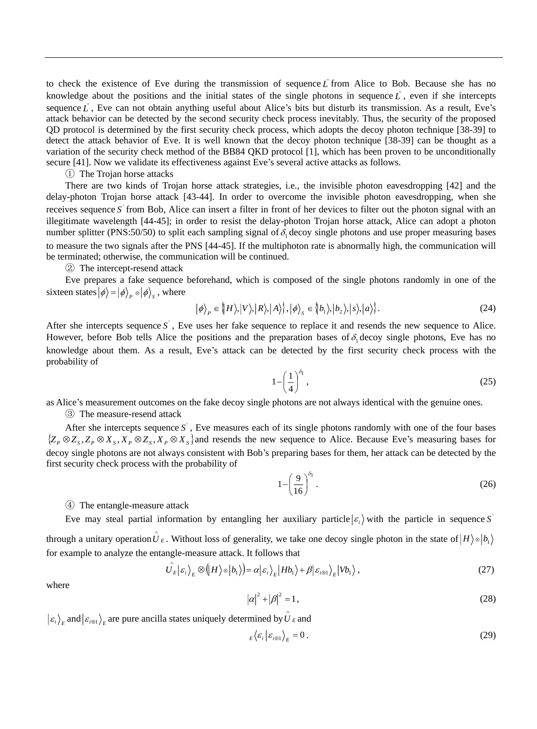to check the existence of Eve during the transmission of sequence $L''$ from Alice to Bob. Because she has no knowledge about the positions and the initial states of the single photons in sequence $L''$, even if she intercepts sequence $L''$, Eve can not obtain anything useful about Alice's bits but disturb its transmission. As a result, Eve's attack behavior can be detected by the second security check process inevitably. Thus, the security of the proposed QD protocol is determined by the first security check process, which adopts the decoy photon technique [38-39] to detect the attack behavior of Eve. It is well known that the decoy photon technique [38-39] can be thought as a variation of the security check method of the BB84 QKD protocol [1], which has been proven to be unconditionally secure [41]. Now we validate its effectiveness against Eve's several active attacks as follows.

① The Trojan horse attacks

There are two kinds of Trojan horse attack strategies, i.e., the invisible photon eavesdropping [42] and the delay-photon Trojan horse attack [43-44]. In order to overcome the invisible photon eavesdropping, when she receives sequence $S'$ from Bob, Alice can insert a filter in front of her devices to filter out the photon signal with an illegitimate wavelength [44-45]; in order to resist the delay-photon Trojan horse attack, Alice can adopt a photon number splitter (PNS:50/50) to split each sampling signal of $\delta_1$ decoy single photons and use proper measuring bases to measure the two signals after the PNS [44-45]. If the multiphoton rate is abnormally high, the communication will be terminated; otherwise, the communication will be continued.

② The intercept-resend attack

Eve prepares a fake sequence beforehand, which is composed of the single photons randomly in one of the sixteen states $|\phi\rangle = |\phi\rangle_P \otimes |\phi\rangle_S$, where

$$|\phi\rangle_P \in \{|H\rangle, |V\rangle, |R\rangle, |A\rangle\}, \ |\phi\rangle_S \in \{|b_1\rangle, |b_2\rangle, |s\rangle, |a\rangle\}. \tag{24}$$

After she intercepts sequence $S'$, Eve uses her fake sequence to replace it and resends the new sequence to Alice. However, before Bob tells Alice the positions and the preparation bases of $\delta_1$ decoy single photons, Eve has no knowledge about them. As a result, Eve's attack can be detected by the first security check process with the probability of

$$1-\left(\frac{1}{4}\right)^{\delta_1}, \tag{25}$$

as Alice's measurement outcomes on the fake decoy single photons are not always identical with the genuine ones.

③ The measure-resend attack

After she intercepts sequence $S'$, Eve measures each of its single photons randomly with one of the four bases $\{Z_P \otimes Z_S, Z_P \otimes X_S, X_P \otimes Z_S, X_P \otimes X_S\}$ and resends the new sequence to Alice. Because Eve's measuring bases for decoy single photons are not always consistent with Bob's preparing bases for them, her attack can be detected by the first security check process with the probability of

$$1-\left(\frac{9}{16}\right)^{\delta_1}. \tag{26}$$

④ The entangle-measure attack

Eve may steal partial information by entangling her auxiliary particle $|\varepsilon_i\rangle$ with the particle in sequence $S'$ through a unitary operation $\hat{U}_E$. Without loss of generality, we take one decoy single photon in the state of $|H\rangle \otimes |b_1\rangle$ for example to analyze the entangle-measure attack. It follows that

$$\hat{U}_E |\varepsilon_i\rangle_E \otimes (|H\rangle \otimes |b_1\rangle) = \alpha |\varepsilon_i\rangle_E |Hb_1\rangle + \beta |\varepsilon_{i\oplus 1}\rangle_E |Vb_1\rangle, \tag{27}$$

where

$$|\alpha|^2 + |\beta|^2 = 1, \tag{28}$$

$|\varepsilon_i\rangle_E$ and $|\varepsilon_{i\oplus 1}\rangle_E$ are pure ancilla states uniquely determined by $\hat{U}_E$ and

$${}_E\langle \varepsilon_i | \varepsilon_{i\oplus 1}\rangle_E = 0. \tag{29}$$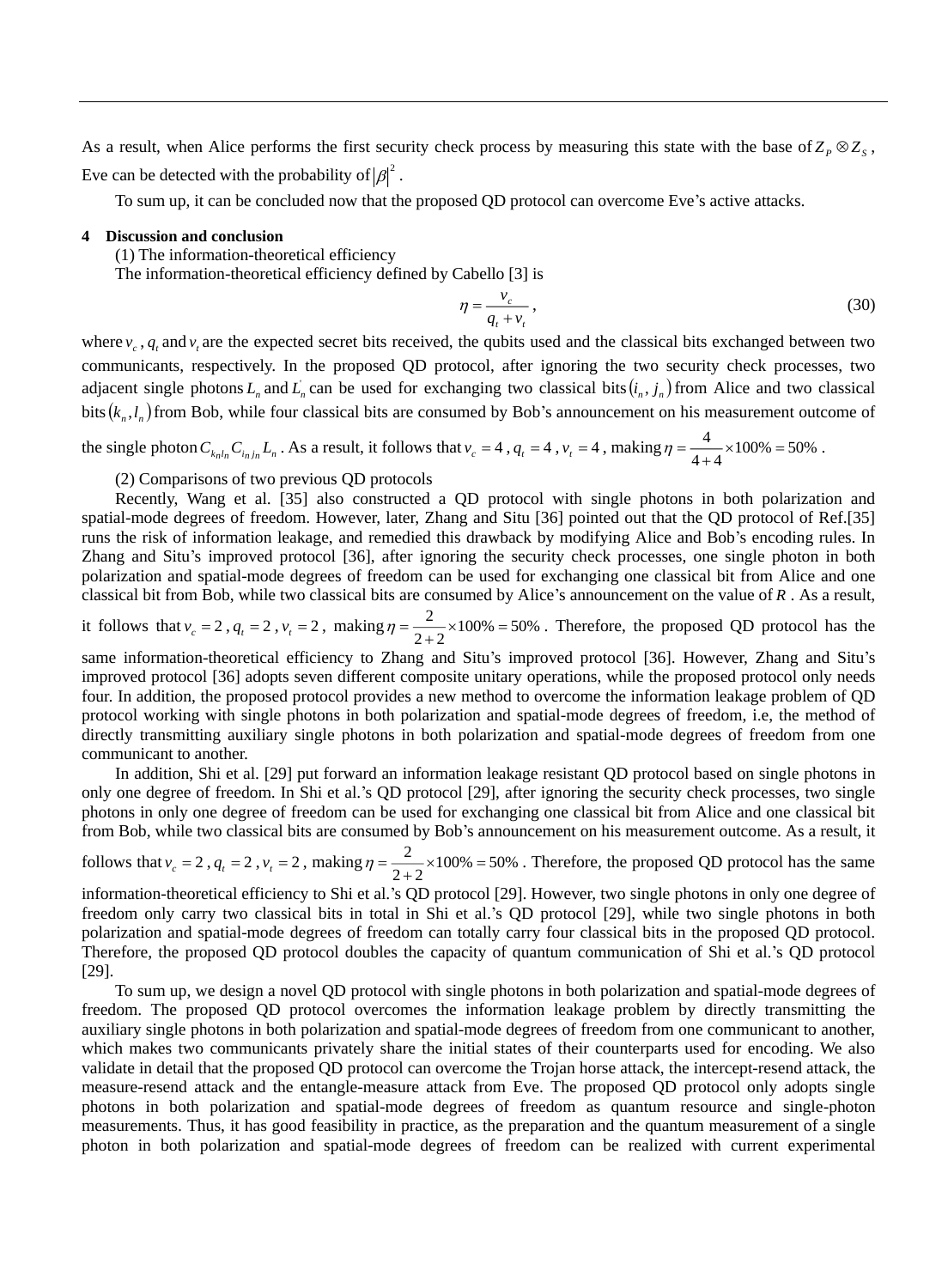As a result, when Alice performs the first security check process by measuring this state with the base of $Z_P \otimes Z_S$, Eve can be detected with the probability of $|\beta|^2$.

To sum up, it can be concluded now that the proposed QD protocol can overcome Eve's active attacks.

## 4 Discussion and conclusion

(1) The information-theoretical efficiency

The information-theoretical efficiency defined by Cabello [3] is

$$\eta = \frac{v_c}{q_t + v_t}, \tag{30}$$

where $v_c$, $q_t$ and $v_t$ are the expected secret bits received, the qubits used and the classical bits exchanged between two communicants, respectively. In the proposed QD protocol, after ignoring the two security check processes, two adjacent single photons $L_n$ and $L_n^{'}$ can be used for exchanging two classical bits $(i_n, j_n)$ from Alice and two classical bits $(k_n, l_n)$ from Bob, while four classical bits are consumed by Bob's announcement on his measurement outcome of the single photon $C_{k_n l_n} C_{i_n j_n} L_n$. As a result, it follows that $v_c = 4$, $q_t = 4$, $v_t = 4$, making $\eta = \frac{4}{4+4} \times 100\% = 50\%$.

(2) Comparisons of two previous QD protocols

Recently, Wang et al. [35] also constructed a QD protocol with single photons in both polarization and spatial-mode degrees of freedom. However, later, Zhang and Situ [36] pointed out that the QD protocol of Ref.[35] runs the risk of information leakage, and remedied this drawback by modifying Alice and Bob's encoding rules. In Zhang and Situ's improved protocol [36], after ignoring the security check processes, one single photon in both polarization and spatial-mode degrees of freedom can be used for exchanging one classical bit from Alice and one classical bit from Bob, while two classical bits are consumed by Alice's announcement on the value of $R$. As a result, it follows that $v_c = 2$, $q_t = 2$, $v_t = 2$, making $\eta = \frac{2}{2+2} \times 100\% = 50\%$. Therefore, the proposed QD protocol has the same information-theoretical efficiency to Zhang and Situ's improved protocol [36]. However, Zhang and Situ's improved protocol [36] adopts seven different composite unitary operations, while the proposed protocol only needs four. In addition, the proposed protocol provides a new method to overcome the information leakage problem of QD protocol working with single photons in both polarization and spatial-mode degrees of freedom, i.e, the method of directly transmitting auxiliary single photons in both polarization and spatial-mode degrees of freedom from one communicant to another.

In addition, Shi et al. [29] put forward an information leakage resistant QD protocol based on single photons in only one degree of freedom. In Shi et al.'s QD protocol [29], after ignoring the security check processes, two single photons in only one degree of freedom can be used for exchanging one classical bit from Alice and one classical bit from Bob, while two classical bits are consumed by Bob's announcement on his measurement outcome. As a result, it follows that $v_c = 2$, $q_t = 2$, $v_t = 2$, making $\eta = \frac{2}{2+2} \times 100\% = 50\%$. Therefore, the proposed QD protocol has the same information-theoretical efficiency to Shi et al.'s QD protocol [29]. However, two single photons in only one degree of freedom only carry two classical bits in total in Shi et al.'s QD protocol [29], while two single photons in both polarization and spatial-mode degrees of freedom can totally carry four classical bits in the proposed QD protocol. Therefore, the proposed QD protocol doubles the capacity of quantum communication of Shi et al.'s QD protocol [29].

To sum up, we design a novel QD protocol with single photons in both polarization and spatial-mode degrees of freedom. The proposed QD protocol overcomes the information leakage problem by directly transmitting the auxiliary single photons in both polarization and spatial-mode degrees of freedom from one communicant to another, which makes two communicants privately share the initial states of their counterparts used for encoding. We also validate in detail that the proposed QD protocol can overcome the Trojan horse attack, the intercept-resend attack, the measure-resend attack and the entangle-measure attack from Eve. The proposed QD protocol only adopts single photons in both polarization and spatial-mode degrees of freedom as quantum resource and single-photon measurements. Thus, it has good feasibility in practice, as the preparation and the quantum measurement of a single photon in both polarization and spatial-mode degrees of freedom can be realized with current experimental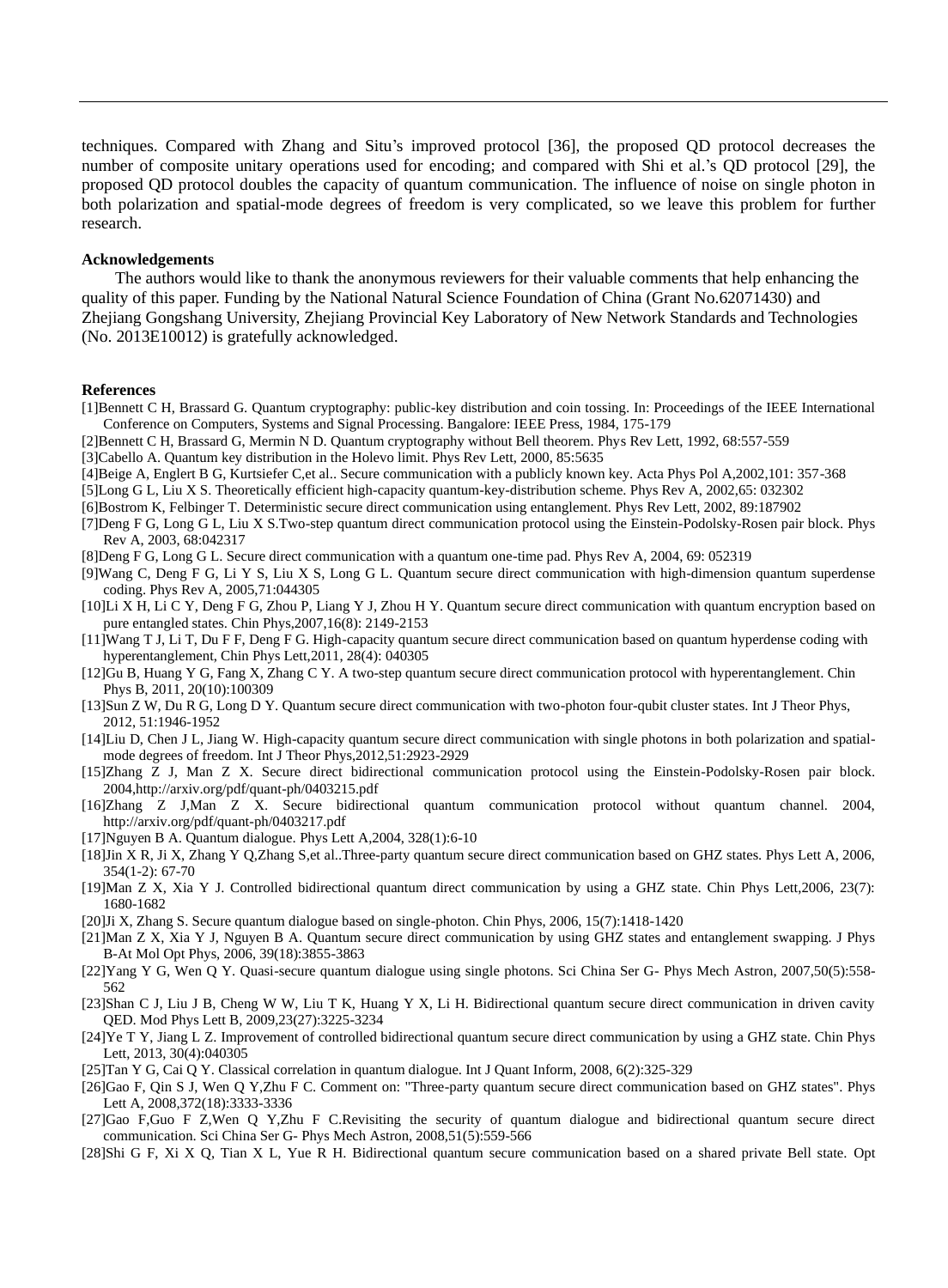techniques. Compared with Zhang and Situ's improved protocol [36], the proposed QD protocol decreases the number of composite unitary operations used for encoding; and compared with Shi et al.'s QD protocol [29], the proposed QD protocol doubles the capacity of quantum communication. The influence of noise on single photon in both polarization and spatial-mode degrees of freedom is very complicated, so we leave this problem for further research.

**Acknowledgements**

The authors would like to thank the anonymous reviewers for their valuable comments that help enhancing the quality of this paper. Funding by the National Natural Science Foundation of China (Grant No.62071430) and Zhejiang Gongshang University, Zhejiang Provincial Key Laboratory of New Network Standards and Technologies (No. 2013E10012) is gratefully acknowledged.

**References**

[1]Bennett C H, Brassard G. Quantum cryptography: public-key distribution and coin tossing. In: Proceedings of the IEEE International Conference on Computers, Systems and Signal Processing. Bangalore: IEEE Press, 1984, 175-179

[2]Bennett C H, Brassard G, Mermin N D. Quantum cryptography without Bell theorem. Phys Rev Lett, 1992, 68:557-559

[3]Cabello A. Quantum key distribution in the Holevo limit. Phys Rev Lett, 2000, 85:5635

[4]Beige A, Englert B G, Kurtsiefer C,et al.. Secure communication with a publicly known key. Acta Phys Pol A,2002,101: 357-368

[5]Long G L, Liu X S. Theoretically efficient high-capacity quantum-key-distribution scheme. Phys Rev A, 2002,65: 032302

[6]Bostrom K, Felbinger T. Deterministic secure direct communication using entanglement. Phys Rev Lett, 2002, 89:187902

[7]Deng F G, Long G L, Liu X S.Two-step quantum direct communication protocol using the Einstein-Podolsky-Rosen pair block. Phys Rev A, 2003, 68:042317

[8]Deng F G, Long G L. Secure direct communication with a quantum one-time pad. Phys Rev A, 2004, 69: 052319

[9]Wang C, Deng F G, Li Y S, Liu X S, Long G L. Quantum secure direct communication with high-dimension quantum superdense coding. Phys Rev A, 2005,71:044305

[10]Li X H, Li C Y, Deng F G, Zhou P, Liang Y J, Zhou H Y. Quantum secure direct communication with quantum encryption based on pure entangled states. Chin Phys,2007,16(8): 2149-2153

[11]Wang T J, Li T, Du F F, Deng F G. High-capacity quantum secure direct communication based on quantum hyperdense coding with hyperentanglement, Chin Phys Lett,2011, 28(4): 040305

[12]Gu B, Huang Y G, Fang X, Zhang C Y. A two-step quantum secure direct communication protocol with hyperentanglement. Chin Phys B, 2011, 20(10):100309

[13]Sun Z W, Du R G, Long D Y. Quantum secure direct communication with two-photon four-qubit cluster states. Int J Theor Phys, 2012, 51:1946-1952

[14]Liu D, Chen J L, Jiang W. High-capacity quantum secure direct communication with single photons in both polarization and spatial-mode degrees of freedom. Int J Theor Phys,2012,51:2923-2929

[15]Zhang Z J, Man Z X. Secure direct bidirectional communication protocol using the Einstein-Podolsky-Rosen pair block. 2004,http://arxiv.org/pdf/quant-ph/0403215.pdf

[16]Zhang Z J,Man Z X. Secure bidirectional quantum communication protocol without quantum channel. 2004, http://arxiv.org/pdf/quant-ph/0403217.pdf

[17]Nguyen B A. Quantum dialogue. Phys Lett A,2004, 328(1):6-10

[18]Jin X R, Ji X, Zhang Y Q,Zhang S,et al..Three-party quantum secure direct communication based on GHZ states. Phys Lett A, 2006, 354(1-2): 67-70

[19]Man Z X, Xia Y J. Controlled bidirectional quantum direct communication by using a GHZ state. Chin Phys Lett,2006, 23(7): 1680-1682

[20]Ji X, Zhang S. Secure quantum dialogue based on single-photon. Chin Phys, 2006, 15(7):1418-1420

[21]Man Z X, Xia Y J, Nguyen B A. Quantum secure direct communication by using GHZ states and entanglement swapping. J Phys B-At Mol Opt Phys, 2006, 39(18):3855-3863

[22]Yang Y G, Wen Q Y. Quasi-secure quantum dialogue using single photons. Sci China Ser G- Phys Mech Astron, 2007,50(5):558-562

[23]Shan C J, Liu J B, Cheng W W, Liu T K, Huang Y X, Li H. Bidirectional quantum secure direct communication in driven cavity QED. Mod Phys Lett B, 2009,23(27):3225-3234

[24]Ye T Y, Jiang L Z. Improvement of controlled bidirectional quantum secure direct communication by using a GHZ state. Chin Phys Lett, 2013, 30(4):040305

[25]Tan Y G, Cai Q Y. Classical correlation in quantum dialogue. Int J Quant Inform, 2008, 6(2):325-329

[26]Gao F, Qin S J, Wen Q Y,Zhu F C. Comment on: "Three-party quantum secure direct communication based on GHZ states". Phys Lett A, 2008,372(18):3333-3336

[27]Gao F,Guo F Z,Wen Q Y,Zhu F C.Revisiting the security of quantum dialogue and bidirectional quantum secure direct communication. Sci China Ser G- Phys Mech Astron, 2008,51(5):559-566

[28]Shi G F, Xi X Q, Tian X L, Yue R H. Bidirectional quantum secure communication based on a shared private Bell state. Opt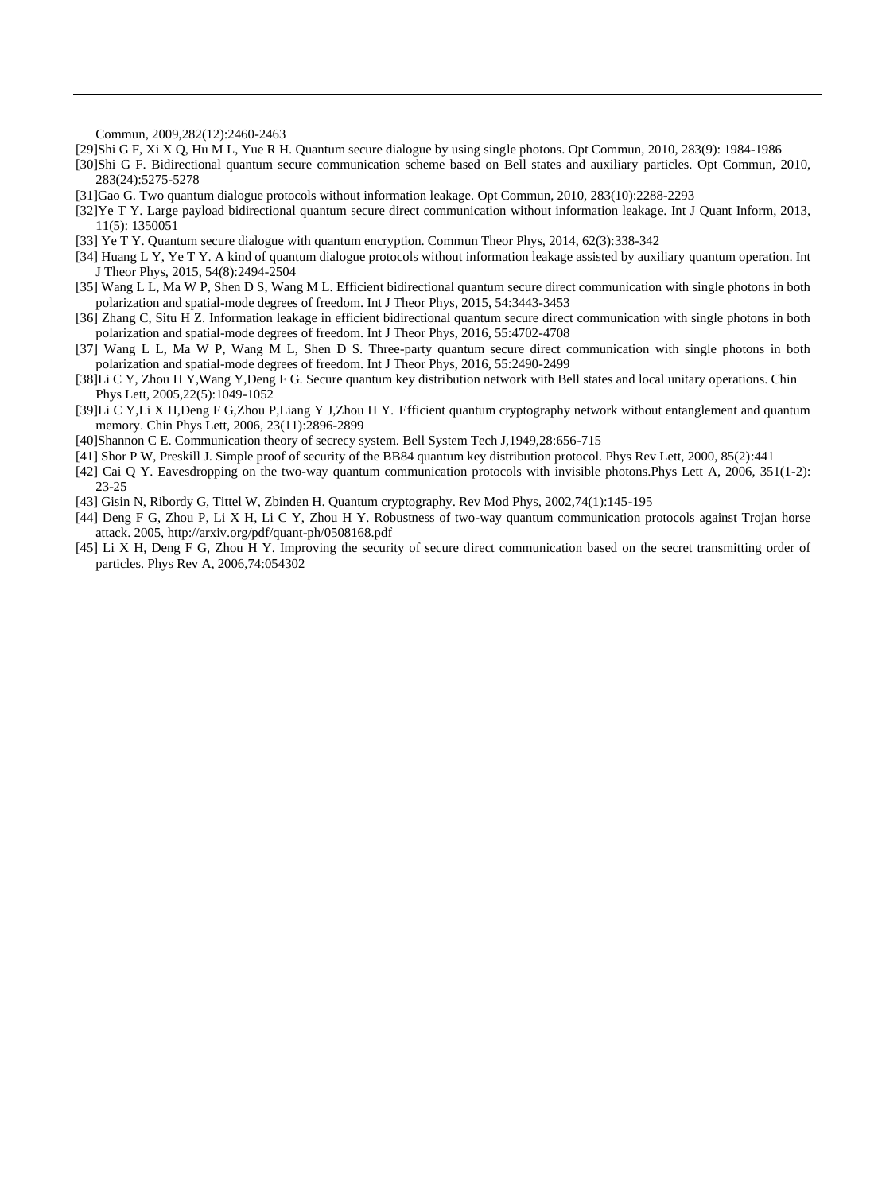Commun, 2009,282(12):2460-2463

[29]Shi G F, Xi X Q, Hu M L, Yue R H. Quantum secure dialogue by using single photons. Opt Commun, 2010, 283(9): 1984-1986

[30]Shi G F. Bidirectional quantum secure communication scheme based on Bell states and auxiliary particles. Opt Commun, 2010, 283(24):5275-5278

[31]Gao G. Two quantum dialogue protocols without information leakage. Opt Commun, 2010, 283(10):2288-2293

[32]Ye T Y. Large payload bidirectional quantum secure direct communication without information leakage. Int J Quant Inform, 2013, 11(5): 1350051

[33] Ye T Y. Quantum secure dialogue with quantum encryption. Commun Theor Phys, 2014, 62(3):338-342

[34] Huang L Y, Ye T Y. A kind of quantum dialogue protocols without information leakage assisted by auxiliary quantum operation. Int J Theor Phys, 2015, 54(8):2494-2504

[35] Wang L L, Ma W P, Shen D S, Wang M L. Efficient bidirectional quantum secure direct communication with single photons in both polarization and spatial-mode degrees of freedom. Int J Theor Phys, 2015, 54:3443-3453

[36] Zhang C, Situ H Z. Information leakage in efficient bidirectional quantum secure direct communication with single photons in both polarization and spatial-mode degrees of freedom. Int J Theor Phys, 2016, 55:4702-4708

[37] Wang L L, Ma W P, Wang M L, Shen D S. Three-party quantum secure direct communication with single photons in both polarization and spatial-mode degrees of freedom. Int J Theor Phys, 2016, 55:2490-2499

[38]Li C Y, Zhou H Y,Wang Y,Deng F G. Secure quantum key distribution network with Bell states and local unitary operations. Chin Phys Lett, 2005,22(5):1049-1052

[39]Li C Y,Li X H,Deng F G,Zhou P,Liang Y J,Zhou H Y. Efficient quantum cryptography network without entanglement and quantum memory. Chin Phys Lett, 2006, 23(11):2896-2899

[40]Shannon C E. Communication theory of secrecy system. Bell System Tech J,1949,28:656-715

[41] Shor P W, Preskill J. Simple proof of security of the BB84 quantum key distribution protocol. Phys Rev Lett, 2000, 85(2):441

[42] Cai Q Y. Eavesdropping on the two-way quantum communication protocols with invisible photons.Phys Lett A, 2006, 351(1-2): 23-25

[43] Gisin N, Ribordy G, Tittel W, Zbinden H. Quantum cryptography. Rev Mod Phys, 2002,74(1):145-195

[44] Deng F G, Zhou P, Li X H, Li C Y, Zhou H Y. Robustness of two-way quantum communication protocols against Trojan horse attack. 2005, http://arxiv.org/pdf/quant-ph/0508168.pdf

[45] Li X H, Deng F G, Zhou H Y. Improving the security of secure direct communication based on the secret transmitting order of particles. Phys Rev A, 2006,74:054302